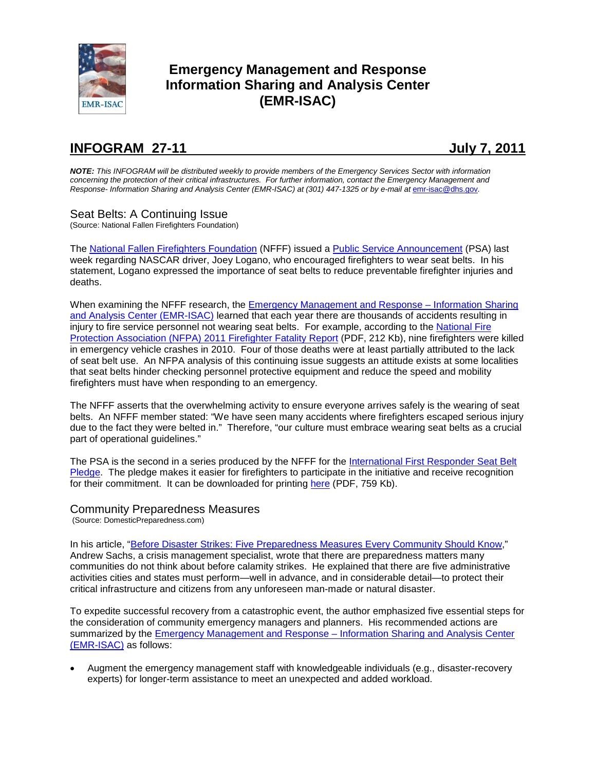# Emergency Management and Response Information Sharing and Analysis Center (EMR-ISAC)

## INFOGRAM 27-11 July 7, 2011

***NOTE:*** *This INFOGRAM will be distributed weekly to provide members of the Emergency Services Sector with information concerning the protection of their critical infrastructures. For further information, contact the Emergency Management and Response- Information Sharing and Analysis Center (EMR-ISAC) at (301) 447-1325 or by e-mail at* emr-isac@dhs.gov*.*

### Seat Belts: A Continuing Issue

(Source: National Fallen Firefighters Foundation)

The National Fallen Firefighters Foundation (NFFF) issued a Public Service Announcement (PSA) last week regarding NASCAR driver, Joey Logano, who encouraged firefighters to wear seat belts. In his statement, Logano expressed the importance of seat belts to reduce preventable firefighter injuries and deaths.

When examining the NFFF research, the Emergency Management and Response – Information Sharing and Analysis Center (EMR-ISAC) learned that each year there are thousands of accidents resulting in injury to fire service personnel not wearing seat belts. For example, according to the National Fire Protection Association (NFPA) 2011 Firefighter Fatality Report (PDF, 212 Kb), nine firefighters were killed in emergency vehicle crashes in 2010. Four of those deaths were at least partially attributed to the lack of seat belt use. An NFPA analysis of this continuing issue suggests an attitude exists at some localities that seat belts hinder checking personnel protective equipment and reduce the speed and mobility firefighters must have when responding to an emergency.

The NFFF asserts that the overwhelming activity to ensure everyone arrives safely is the wearing of seat belts. An NFFF member stated: "We have seen many accidents where firefighters escaped serious injury due to the fact they were belted in." Therefore, "our culture must embrace wearing seat belts as a crucial part of operational guidelines."

The PSA is the second in a series produced by the NFFF for the International First Responder Seat Belt Pledge. The pledge makes it easier for firefighters to participate in the initiative and receive recognition for their commitment. It can be downloaded for printing here (PDF, 759 Kb).

### Community Preparedness Measures

(Source: DomesticPreparedness.com)

In his article, "Before Disaster Strikes: Five Preparedness Measures Every Community Should Know," Andrew Sachs, a crisis management specialist, wrote that there are preparedness matters many communities do not think about before calamity strikes. He explained that there are five administrative activities cities and states must perform—well in advance, and in considerable detail—to protect their critical infrastructure and citizens from any unforeseen man-made or natural disaster.

To expedite successful recovery from a catastrophic event, the author emphasized five essential steps for the consideration of community emergency managers and planners. His recommended actions are summarized by the Emergency Management and Response – Information Sharing and Analysis Center (EMR-ISAC) as follows:

- Augment the emergency management staff with knowledgeable individuals (e.g., disaster-recovery experts) for longer-term assistance to meet an unexpected and added workload.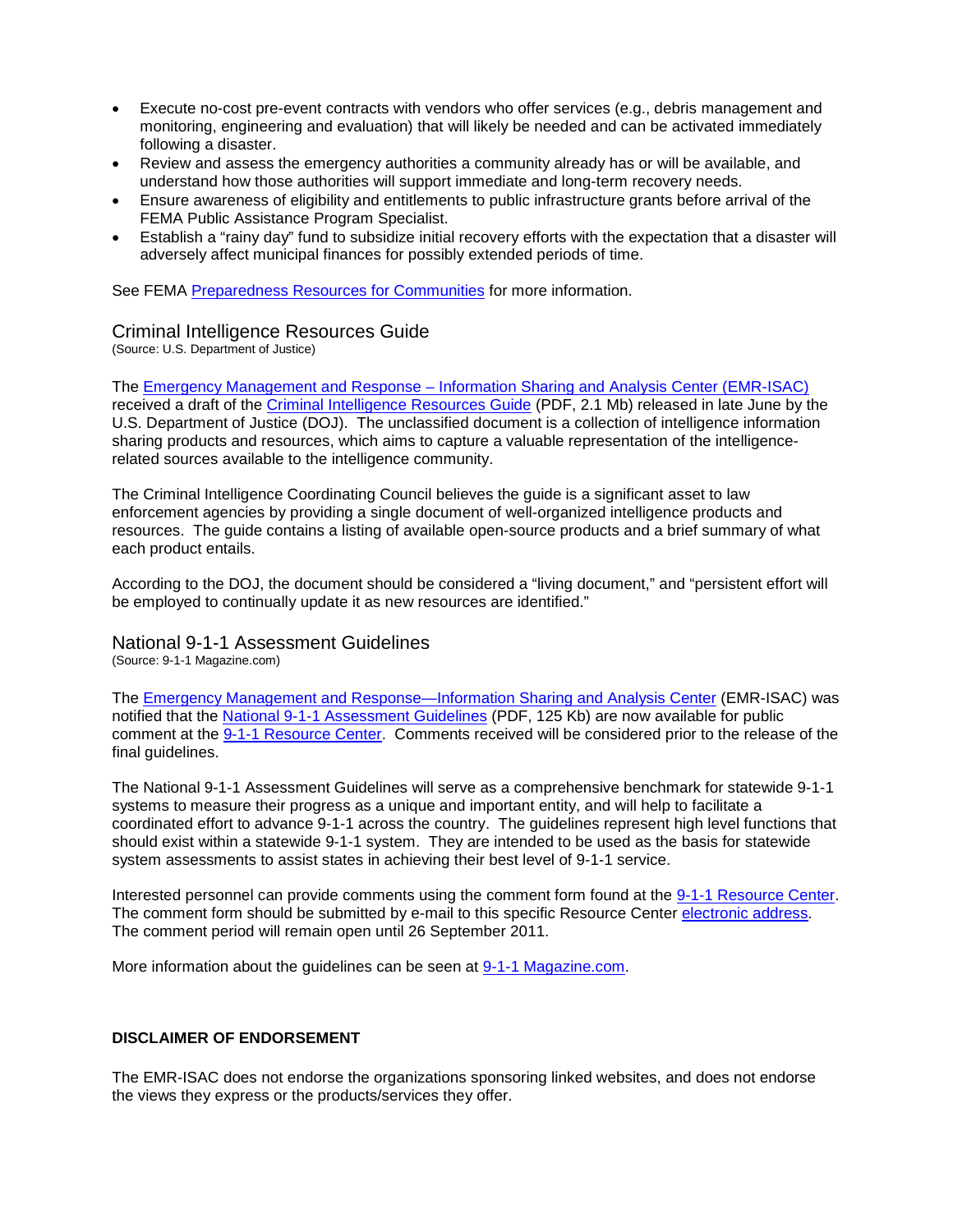- Execute no-cost pre-event contracts with vendors who offer services (e.g., debris management and monitoring, engineering and evaluation) that will likely be needed and can be activated immediately following a disaster.
- Review and assess the emergency authorities a community already has or will be available, and understand how those authorities will support immediate and long-term recovery needs.
- Ensure awareness of eligibility and entitlements to public infrastructure grants before arrival of the FEMA Public Assistance Program Specialist.
- Establish a "rainy day" fund to subsidize initial recovery efforts with the expectation that a disaster will adversely affect municipal finances for possibly extended periods of time.

See FEMA Preparedness Resources for Communities for more information.

## Criminal Intelligence Resources Guide

(Source: U.S. Department of Justice)

The Emergency Management and Response – Information Sharing and Analysis Center (EMR-ISAC) received a draft of the Criminal Intelligence Resources Guide (PDF, 2.1 Mb) released in late June by the U.S. Department of Justice (DOJ). The unclassified document is a collection of intelligence information sharing products and resources, which aims to capture a valuable representation of the intelligence-related sources available to the intelligence community.

The Criminal Intelligence Coordinating Council believes the guide is a significant asset to law enforcement agencies by providing a single document of well-organized intelligence products and resources. The guide contains a listing of available open-source products and a brief summary of what each product entails.

According to the DOJ, the document should be considered a "living document," and "persistent effort will be employed to continually update it as new resources are identified."

## National 9-1-1 Assessment Guidelines

(Source: 9-1-1 Magazine.com)

The Emergency Management and Response—Information Sharing and Analysis Center (EMR-ISAC) was notified that the National 9-1-1 Assessment Guidelines (PDF, 125 Kb) are now available for public comment at the 9-1-1 Resource Center. Comments received will be considered prior to the release of the final guidelines.

The National 9-1-1 Assessment Guidelines will serve as a comprehensive benchmark for statewide 9-1-1 systems to measure their progress as a unique and important entity, and will help to facilitate a coordinated effort to advance 9-1-1 across the country. The guidelines represent high level functions that should exist within a statewide 9-1-1 system. They are intended to be used as the basis for statewide system assessments to assist states in achieving their best level of 9-1-1 service.

Interested personnel can provide comments using the comment form found at the 9-1-1 Resource Center. The comment form should be submitted by e-mail to this specific Resource Center electronic address. The comment period will remain open until 26 September 2011.

More information about the guidelines can be seen at 9-1-1 Magazine.com.

**DISCLAIMER OF ENDORSEMENT**

The EMR-ISAC does not endorse the organizations sponsoring linked websites, and does not endorse the views they express or the products/services they offer.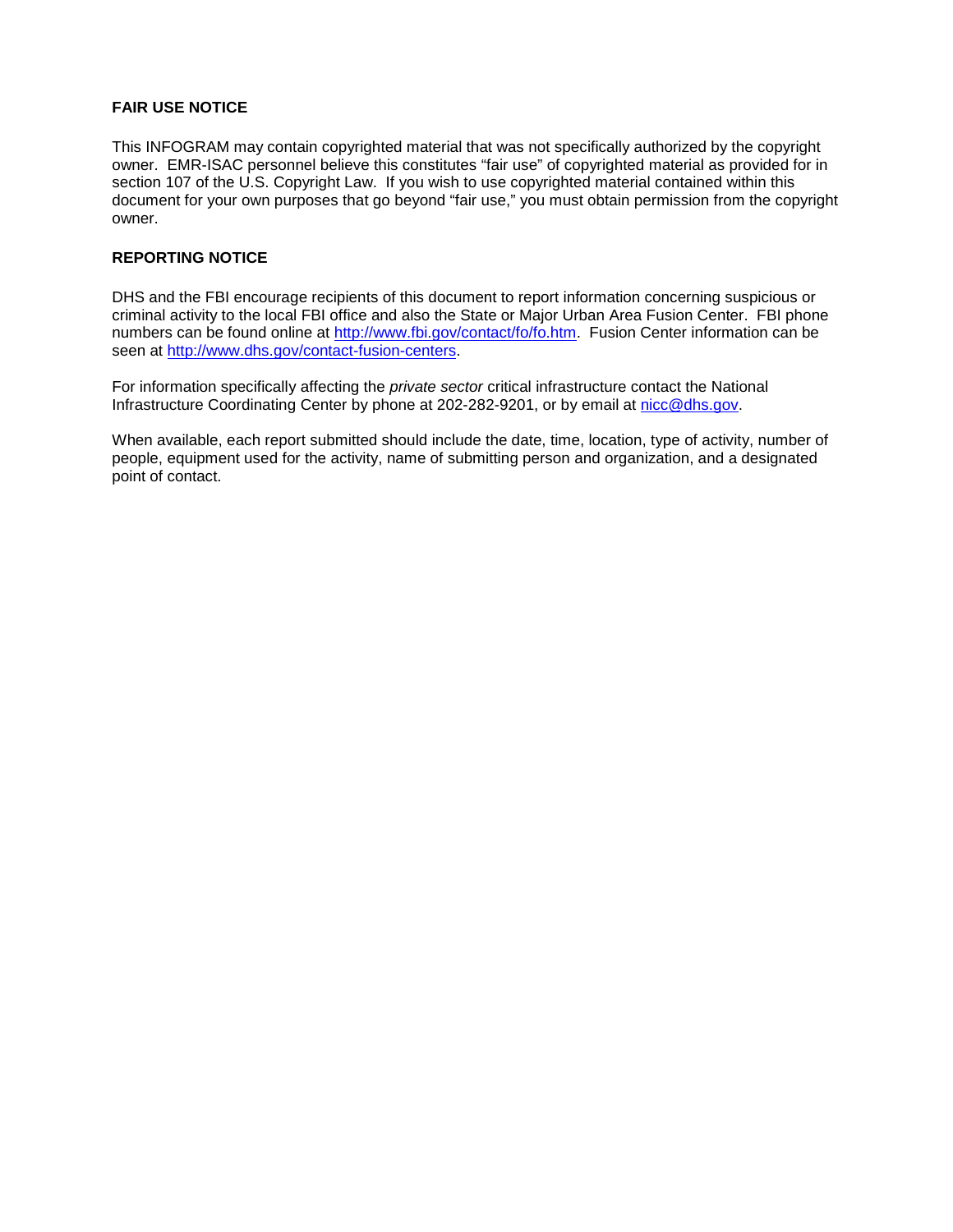## FAIR USE NOTICE

This INFOGRAM may contain copyrighted material that was not specifically authorized by the copyright owner. EMR-ISAC personnel believe this constitutes "fair use" of copyrighted material as provided for in section 107 of the U.S. Copyright Law. If you wish to use copyrighted material contained within this document for your own purposes that go beyond "fair use," you must obtain permission from the copyright owner.

## REPORTING NOTICE

DHS and the FBI encourage recipients of this document to report information concerning suspicious or criminal activity to the local FBI office and also the State or Major Urban Area Fusion Center. FBI phone numbers can be found online at [http://www.fbi.gov/contact/fo/fo.htm](http://www.fbi.gov/contact/fo/fo.htm). Fusion Center information can be seen at [http://www.dhs.gov/contact-fusion-centers](http://www.dhs.gov/contact-fusion-centers).

For information specifically affecting the *private sector* critical infrastructure contact the National Infrastructure Coordinating Center by phone at 202-282-9201, or by email at [nicc@dhs.gov](mailto:nicc@dhs.gov).

When available, each report submitted should include the date, time, location, type of activity, number of people, equipment used for the activity, name of submitting person and organization, and a designated point of contact.